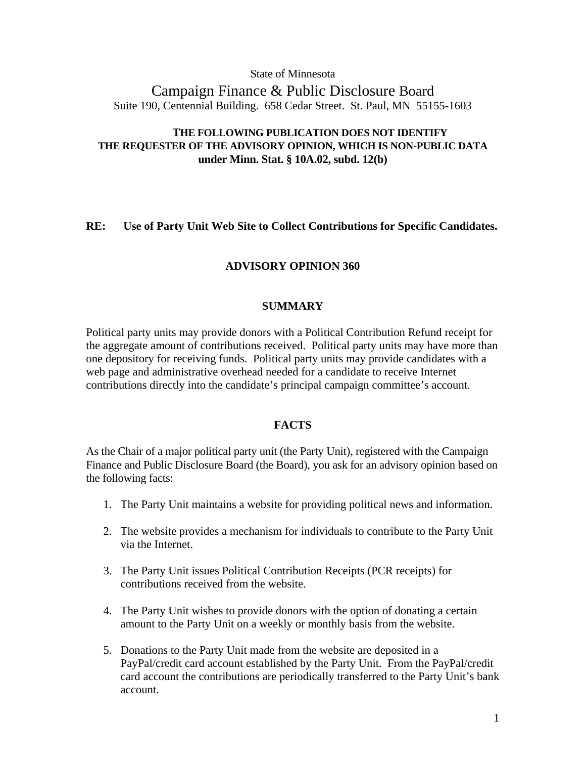State of Minnesota

Campaign Finance & Public Disclosure Board

Suite 190, Centennial Building. 658 Cedar Street. St. Paul, MN 55155-1603

**THE FOLLOWING PUBLICATION DOES NOT IDENTIFY THE REQUESTER OF THE ADVISORY OPINION, WHICH IS NON-PUBLIC DATA under Minn. Stat. § 10A.02, subd. 12(b)**

**RE: Use of Party Unit Web Site to Collect Contributions for Specific Candidates.**

# ADVISORY OPINION 360

## SUMMARY

Political party units may provide donors with a Political Contribution Refund receipt for the aggregate amount of contributions received. Political party units may have more than one depository for receiving funds. Political party units may provide candidates with a web page and administrative overhead needed for a candidate to receive Internet contributions directly into the candidate's principal campaign committee's account.

## FACTS

As the Chair of a major political party unit (the Party Unit), registered with the Campaign Finance and Public Disclosure Board (the Board), you ask for an advisory opinion based on the following facts:

1. The Party Unit maintains a website for providing political news and information.
2. The website provides a mechanism for individuals to contribute to the Party Unit via the Internet.
3. The Party Unit issues Political Contribution Receipts (PCR receipts) for contributions received from the website.
4. The Party Unit wishes to provide donors with the option of donating a certain amount to the Party Unit on a weekly or monthly basis from the website.
5. Donations to the Party Unit made from the website are deposited in a PayPal/credit card account established by the Party Unit. From the PayPal/credit card account the contributions are periodically transferred to the Party Unit's bank account.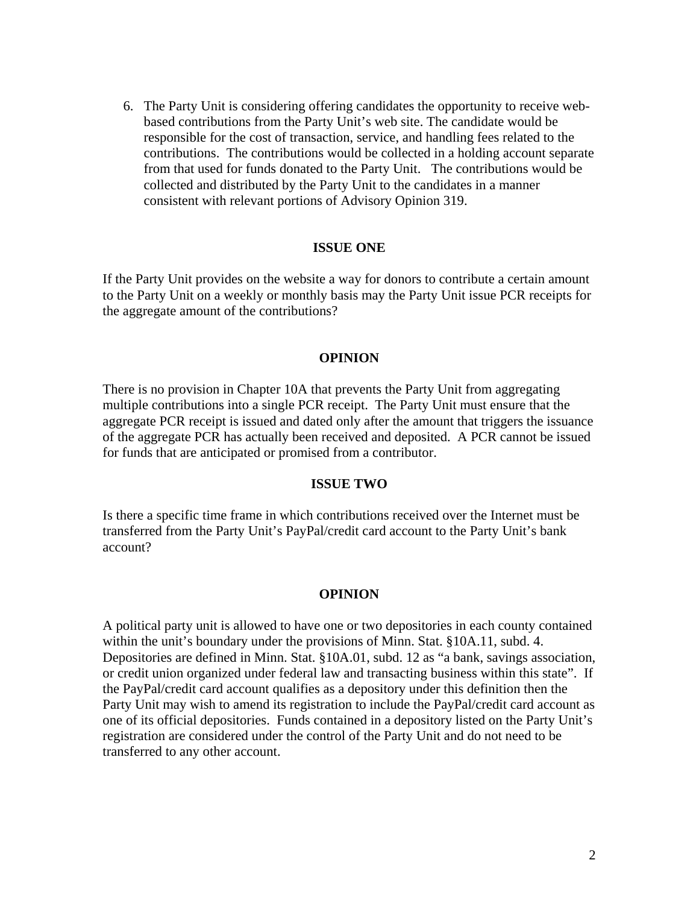6. The Party Unit is considering offering candidates the opportunity to receive web-based contributions from the Party Unit's web site. The candidate would be responsible for the cost of transaction, service, and handling fees related to the contributions. The contributions would be collected in a holding account separate from that used for funds donated to the Party Unit. The contributions would be collected and distributed by the Party Unit to the candidates in a manner consistent with relevant portions of Advisory Opinion 319.

**ISSUE ONE**

If the Party Unit provides on the website a way for donors to contribute a certain amount to the Party Unit on a weekly or monthly basis may the Party Unit issue PCR receipts for the aggregate amount of the contributions?

**OPINION**

There is no provision in Chapter 10A that prevents the Party Unit from aggregating multiple contributions into a single PCR receipt. The Party Unit must ensure that the aggregate PCR receipt is issued and dated only after the amount that triggers the issuance of the aggregate PCR has actually been received and deposited. A PCR cannot be issued for funds that are anticipated or promised from a contributor.

**ISSUE TWO**

Is there a specific time frame in which contributions received over the Internet must be transferred from the Party Unit's PayPal/credit card account to the Party Unit's bank account?

**OPINION**

A political party unit is allowed to have one or two depositories in each county contained within the unit's boundary under the provisions of Minn. Stat. §10A.11, subd. 4. Depositories are defined in Minn. Stat. §10A.01, subd. 12 as "a bank, savings association, or credit union organized under federal law and transacting business within this state". If the PayPal/credit card account qualifies as a depository under this definition then the Party Unit may wish to amend its registration to include the PayPal/credit card account as one of its official depositories. Funds contained in a depository listed on the Party Unit's registration are considered under the control of the Party Unit and do not need to be transferred to any other account.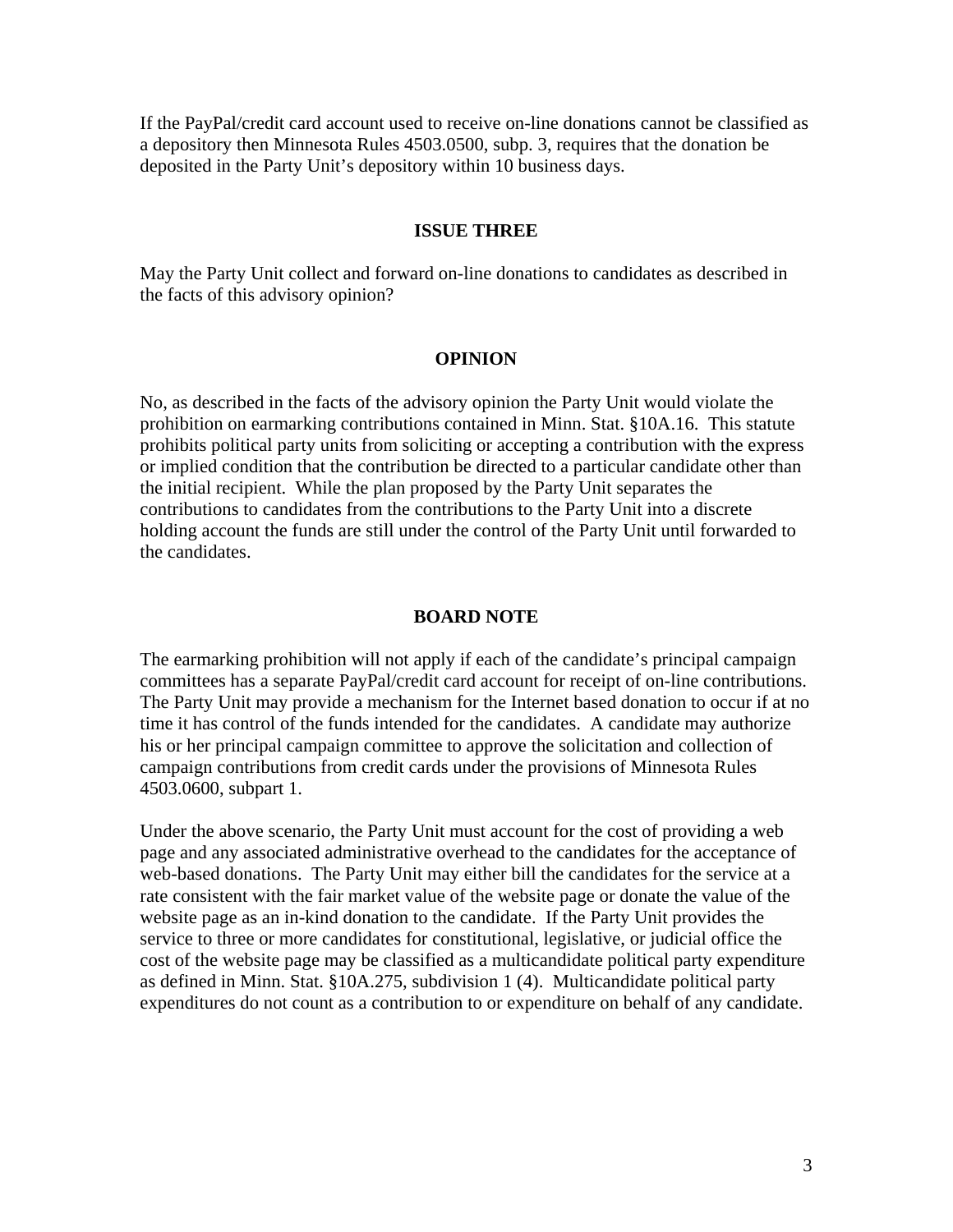If the PayPal/credit card account used to receive on-line donations cannot be classified as a depository then Minnesota Rules 4503.0500, subp. 3, requires that the donation be deposited in the Party Unit's depository within 10 business days.

## ISSUE THREE

May the Party Unit collect and forward on-line donations to candidates as described in the facts of this advisory opinion?

## OPINION

No, as described in the facts of the advisory opinion the Party Unit would violate the prohibition on earmarking contributions contained in Minn. Stat. §10A.16. This statute prohibits political party units from soliciting or accepting a contribution with the express or implied condition that the contribution be directed to a particular candidate other than the initial recipient. While the plan proposed by the Party Unit separates the contributions to candidates from the contributions to the Party Unit into a discrete holding account the funds are still under the control of the Party Unit until forwarded to the candidates.

## BOARD NOTE

The earmarking prohibition will not apply if each of the candidate's principal campaign committees has a separate PayPal/credit card account for receipt of on-line contributions. The Party Unit may provide a mechanism for the Internet based donation to occur if at no time it has control of the funds intended for the candidates. A candidate may authorize his or her principal campaign committee to approve the solicitation and collection of campaign contributions from credit cards under the provisions of Minnesota Rules 4503.0600, subpart 1.

Under the above scenario, the Party Unit must account for the cost of providing a web page and any associated administrative overhead to the candidates for the acceptance of web-based donations. The Party Unit may either bill the candidates for the service at a rate consistent with the fair market value of the website page or donate the value of the website page as an in-kind donation to the candidate. If the Party Unit provides the service to three or more candidates for constitutional, legislative, or judicial office the cost of the website page may be classified as a multicandidate political party expenditure as defined in Minn. Stat. §10A.275, subdivision 1 (4). Multicandidate political party expenditures do not count as a contribution to or expenditure on behalf of any candidate.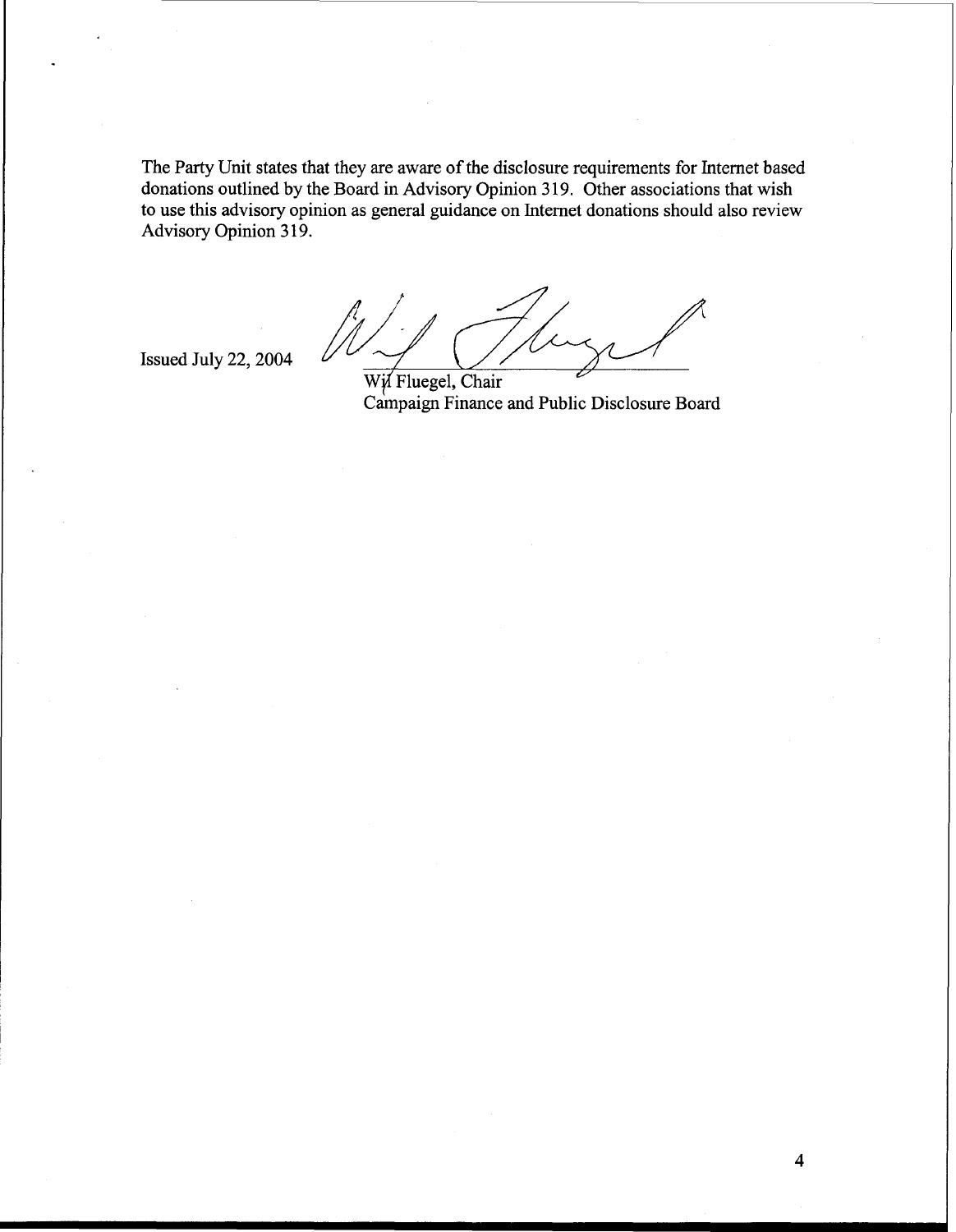The Party Unit states that they are aware of the disclosure requirements for Internet based donations outlined by the Board in Advisory Opinion 319. Other associations that wish to use this advisory opinion as general guidance on Internet donations should also review Advisory Opinion 319.

Issued July 22, 2004

Wil Fluegel, Chair
Campaign Finance and Public Disclosure Board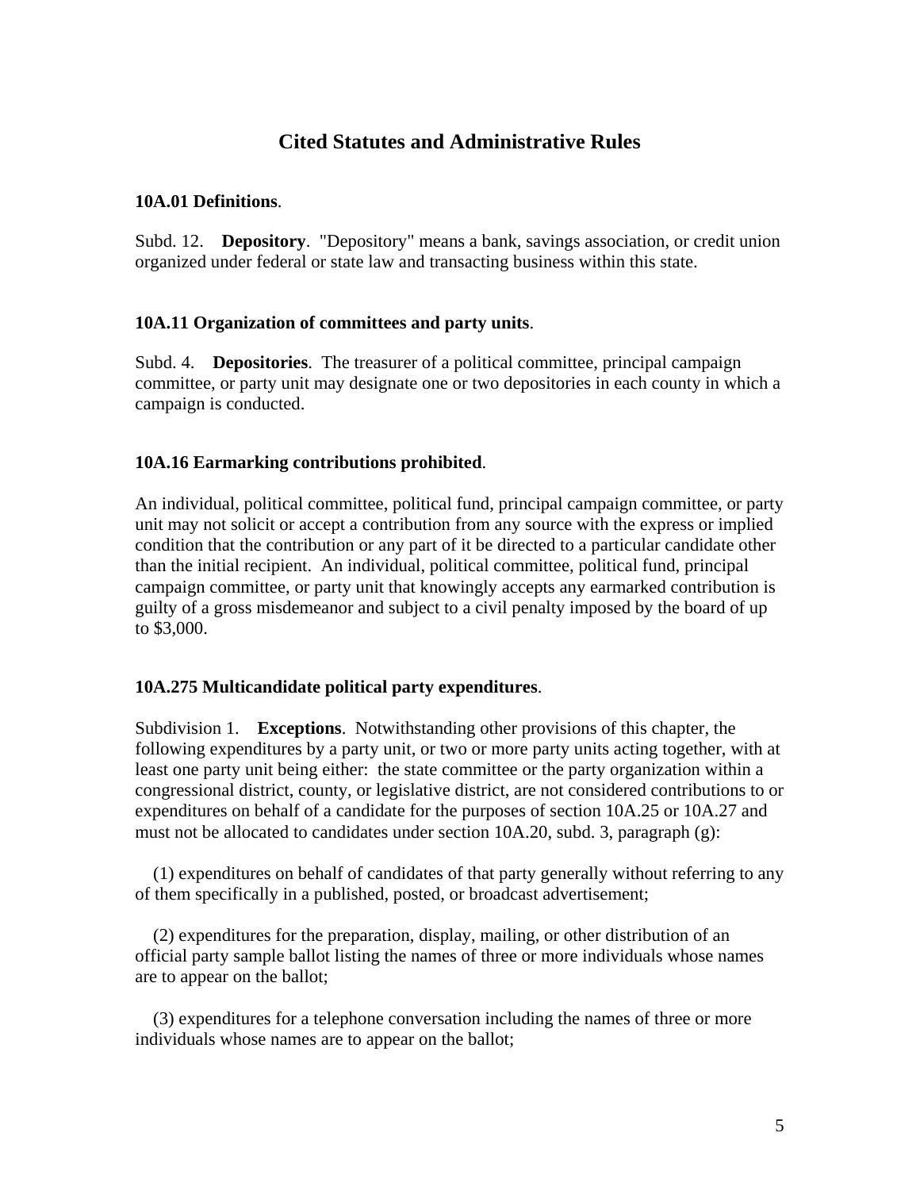## Cited Statutes and Administrative Rules

**10A.01 Definitions**.

Subd. 12. **Depository**. "Depository" means a bank, savings association, or credit union organized under federal or state law and transacting business within this state.

**10A.11 Organization of committees and party units**.

Subd. 4. **Depositories**. The treasurer of a political committee, principal campaign committee, or party unit may designate one or two depositories in each county in which a campaign is conducted.

**10A.16 Earmarking contributions prohibited**.

An individual, political committee, political fund, principal campaign committee, or party unit may not solicit or accept a contribution from any source with the express or implied condition that the contribution or any part of it be directed to a particular candidate other than the initial recipient. An individual, political committee, political fund, principal campaign committee, or party unit that knowingly accepts any earmarked contribution is guilty of a gross misdemeanor and subject to a civil penalty imposed by the board of up to $3,000.

**10A.275 Multicandidate political party expenditures**.

Subdivision 1. **Exceptions**. Notwithstanding other provisions of this chapter, the following expenditures by a party unit, or two or more party units acting together, with at least one party unit being either: the state committee or the party organization within a congressional district, county, or legislative district, are not considered contributions to or expenditures on behalf of a candidate for the purposes of section 10A.25 or 10A.27 and must not be allocated to candidates under section 10A.20, subd. 3, paragraph (g):

(1) expenditures on behalf of candidates of that party generally without referring to any of them specifically in a published, posted, or broadcast advertisement;

(2) expenditures for the preparation, display, mailing, or other distribution of an official party sample ballot listing the names of three or more individuals whose names are to appear on the ballot;

(3) expenditures for a telephone conversation including the names of three or more individuals whose names are to appear on the ballot;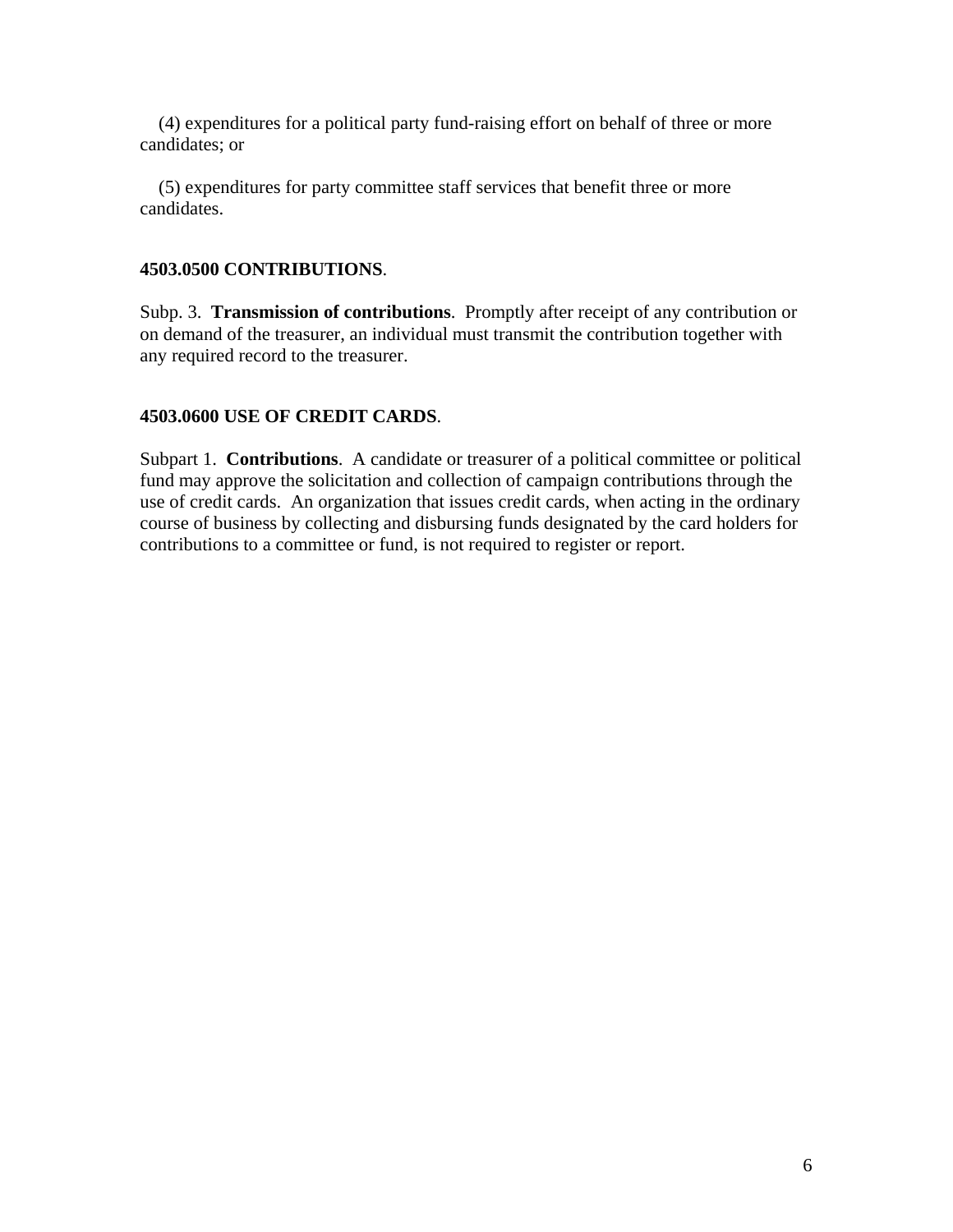(4) expenditures for a political party fund-raising effort on behalf of three or more candidates; or

(5) expenditures for party committee staff services that benefit three or more candidates.

**4503.0500 CONTRIBUTIONS**.

Subp. 3. **Transmission of contributions**. Promptly after receipt of any contribution or on demand of the treasurer, an individual must transmit the contribution together with any required record to the treasurer.

**4503.0600 USE OF CREDIT CARDS**.

Subpart 1. **Contributions**. A candidate or treasurer of a political committee or political fund may approve the solicitation and collection of campaign contributions through the use of credit cards. An organization that issues credit cards, when acting in the ordinary course of business by collecting and disbursing funds designated by the card holders for contributions to a committee or fund, is not required to register or report.